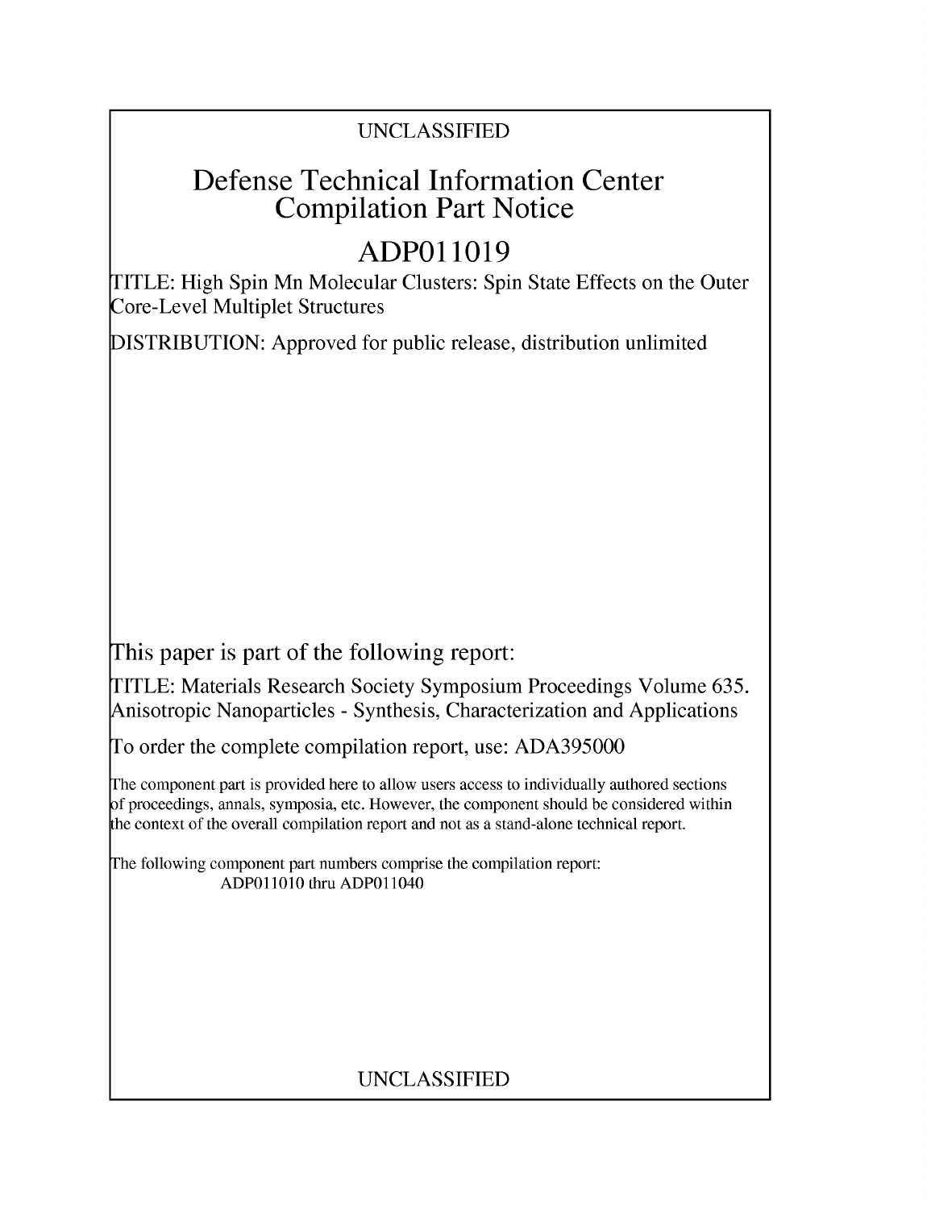UNCLASSIFIED

# Defense Technical Information Center Compilation Part Notice

## ADP011019

TITLE: High Spin Mn Molecular Clusters: Spin State Effects on the Outer Core-Level Multiplet Structures

DISTRIBUTION: Approved for public release, distribution unlimited

This paper is part of the following report:

TITLE: Materials Research Society Symposium Proceedings Volume 635. Anisotropic Nanoparticles - Synthesis, Characterization and Applications

To order the complete compilation report, use: ADA395000

The component part is provided here to allow users access to individually authored sections of proceedings, annals, symposia, etc. However, the component should be considered within the context of the overall compilation report and not as a stand-alone technical report.

The following component part numbers comprise the compilation report:
ADP011010 thru ADP011040

UNCLASSIFIED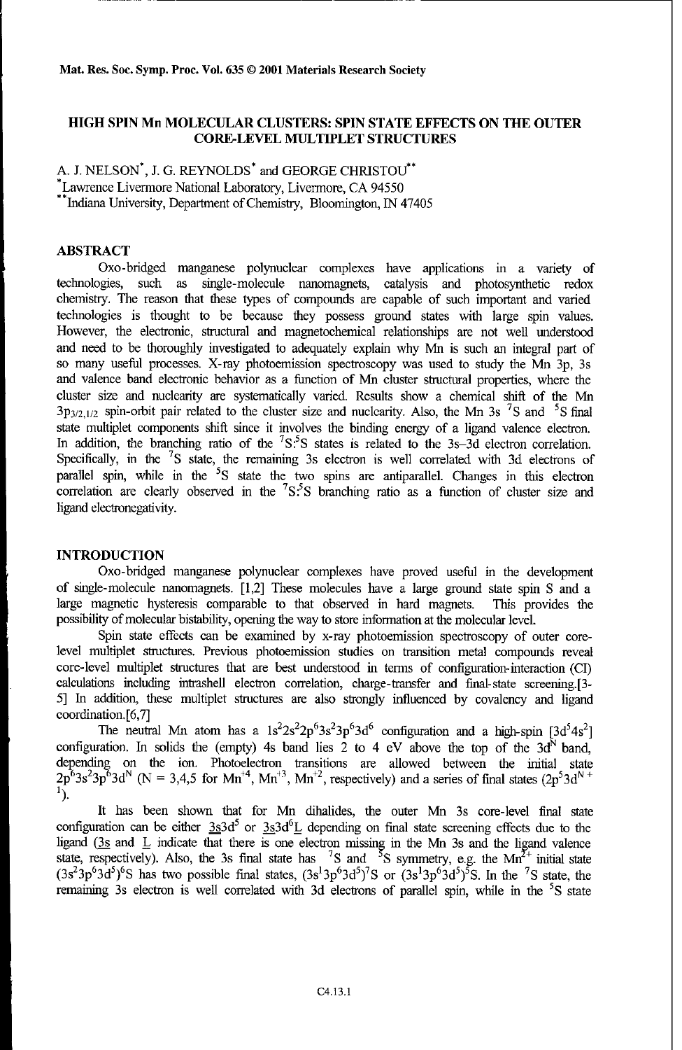Mat. Res. Soc. Symp. Proc. Vol. 635 © 2001 Materials Research Society

# HIGH SPIN Mn MOLECULAR CLUSTERS: SPIN STATE EFFECTS ON THE OUTER CORE-LEVEL MULTIPLET STRUCTURES

A. J. NELSON*, J. G. REYNOLDS* and GEORGE CHRISTOU**

*Lawrence Livermore National Laboratory, Livermore, CA 94550

**Indiana University, Department of Chemistry, Bloomington, IN 47405

## ABSTRACT

Oxo-bridged manganese polynuclear complexes have applications in a variety of technologies, such as single-molecule nanomagnets, catalysis and photosynthetic redox chemistry. The reason that these types of compounds are capable of such important and varied technologies is thought to be because they possess ground states with large spin values. However, the electronic, structural and magnetochemical relationships are not well understood and need to be thoroughly investigated to adequately explain why Mn is such an integral part of so many useful processes. X-ray photoemission spectroscopy was used to study the Mn 3p, 3s and valence band electronic behavior as a function of Mn cluster structural properties, where the cluster size and nuclearity are systematically varied. Results show a chemical shift of the Mn $3p_{3/2,1/2}$ spin-orbit pair related to the cluster size and nuclearity. Also, the Mn 3s $^7S$ and $^5S$ final state multiplet components shift since it involves the binding energy of a ligand valence electron. In addition, the branching ratio of the $^7S$:$^5S$ states is related to the 3s–3d electron correlation. Specifically, in the $^7S$ state, the remaining 3s electron is well correlated with 3d electrons of parallel spin, while in the $^5S$ state the two spins are antiparallel. Changes in this electron correlation are clearly observed in the $^7S$:$^5S$ branching ratio as a function of cluster size and ligand electronegativity.

## INTRODUCTION

Oxo-bridged manganese polynuclear complexes have proved useful in the development of single-molecule nanomagnets. [1,2] These molecules have a large ground state spin S and a large magnetic hysteresis comparable to that observed in hard magnets. This provides the possibility of molecular bistability, opening the way to store information at the molecular level.

Spin state effects can be examined by x-ray photoemission spectroscopy of outer core-level multiplet structures. Previous photoemission studies on transition metal compounds reveal core-level multiplet structures that are best understood in terms of configuration-interaction (CI) calculations including intrashell electron correlation, charge-transfer and final-state screening.[3-5] In addition, these multiplet structures are also strongly influenced by covalency and ligand coordination.[6,7]

The neutral Mn atom has a $1s^2 2s^2 2p^6 3s^2 3p^6 3d^6$ configuration and a high-spin $[3d^5 4s^2]$ configuration. In solids the (empty) 4s band lies 2 to 4 eV above the top of the $3d^N$ band, depending on the ion. Photoelectron transitions are allowed between the initial state $2p^6 3s^2 3p^6 3d^N$ (N = 3,4,5 for $Mn^{+4}$, $Mn^{+3}$, $Mn^{+2}$, respectively) and a series of final states ($2p^5 3d^{N+1}$).

It has been shown that for Mn dihalides, the outer Mn 3s core-level final state configuration can be either $\underline{3s}3d^5$ or $\underline{3s}3d^6\underline{L}$ depending on final state screening effects due to the ligand ($\underline{3s}$ and $\underline{L}$ indicate that there is one electron missing in the Mn 3s and the ligand valence state, respectively). Also, the 3s final state has $^7S$ and $^5S$ symmetry, e.g. the $Mn^{2+}$ initial state $(3s^2 3p^6 3d^5)^6S$ has two possible final states, $(3s^1 3p^6 3d^5)^7S$ or $(3s^1 3p^6 3d^5)^5S$. In the $^7S$ state, the remaining 3s electron is well correlated with 3d electrons of parallel spin, while in the $^5S$ state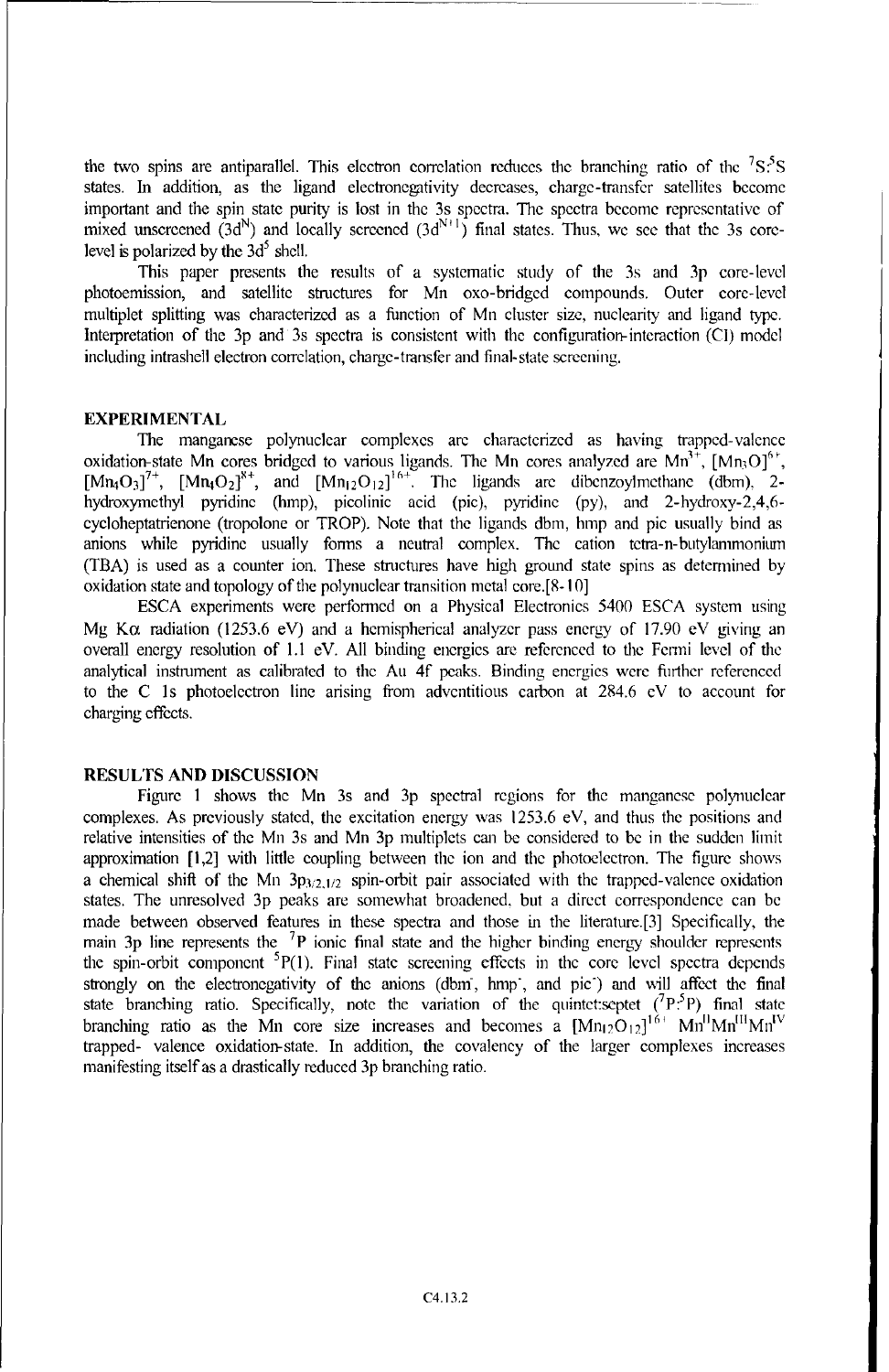the two spins are antiparallel. This electron correlation reduces the branching ratio of the $^7S$:$^5S$ states. In addition, as the ligand electronegativity decreases, charge-transfer satellites become important and the spin state purity is lost in the 3s spectra. The spectra become representative of mixed unscreened ($3d^N$) and locally screened ($3d^{N+1}$) final states. Thus, we see that the 3s core-level is polarized by the $3d^5$ shell.

This paper presents the results of a systematic study of the 3s and 3p core-level photoemission, and satellite structures for Mn oxo-bridged compounds. Outer core-level multiplet splitting was characterized as a function of Mn cluster size, nuclearity and ligand type. Interpretation of the 3p and 3s spectra is consistent with the configuration-interaction (CI) model including intrashell electron correlation, charge-transfer and final-state screening.

## EXPERIMENTAL

The manganese polynuclear complexes are characterized as having trapped-valence oxidation-state Mn cores bridged to various ligands. The Mn cores analyzed are $Mn^{3+}$, $[Mn_3O]^{6+}$, $[Mn_4O_3]^{7+}$, $[Mn_4O_2]^{8+}$, and $[Mn_{12}O_{12}]^{16+}$. The ligands are dibenzoylmethane (dbm), 2-hydroxymethyl pyridine (hmp), picolinic acid (pic), pyridine (py), and 2-hydroxy-2,4,6-cycloheptatrienone (tropolone or TROP). Note that the ligands dbm, hmp and pic usually bind as anions while pyridine usually forms a neutral complex. The cation tetra-n-butylammonium (TBA) is used as a counter ion. These structures have high ground state spins as determined by oxidation state and topology of the polynuclear transition metal core.[8-10]

ESCA experiments were performed on a Physical Electronics 5400 ESCA system using Mg Kα radiation (1253.6 eV) and a hemispherical analyzer pass energy of 17.90 eV giving an overall energy resolution of 1.1 eV. All binding energies are referenced to the Fermi level of the analytical instrument as calibrated to the Au 4f peaks. Binding energies were further referenced to the C 1s photoelectron line arising from adventitious carbon at 284.6 eV to account for charging effects.

## RESULTS AND DISCUSSION

Figure 1 shows the Mn 3s and 3p spectral regions for the manganese polynuclear complexes. As previously stated, the excitation energy was 1253.6 eV, and thus the positions and relative intensities of the Mn 3s and Mn 3p multiplets can be considered to be in the sudden limit approximation [1,2] with little coupling between the ion and the photoelectron. The figure shows a chemical shift of the Mn $3p_{3/2,1/2}$ spin-orbit pair associated with the trapped-valence oxidation states. The unresolved 3p peaks are somewhat broadened, but a direct correspondence can be made between observed features in these spectra and those in the literature.[3] Specifically, the main 3p line represents the $^7P$ ionic final state and the higher binding energy shoulder represents the spin-orbit component $^5P(1)$. Final state screening effects in the core level spectra depends strongly on the electronegativity of the anions ($dbm^-$, $hmp^-$, and $pic^-$) and will affect the final state branching ratio. Specifically, note the variation of the quintet:septet ($^7P$:$^5P$) final state branching ratio as the Mn core size increases and becomes a $[Mn_{12}O_{12}]^{16+}$ $Mn^{II}Mn^{III}Mn^{IV}$ trapped- valence oxidation-state. In addition, the covalency of the larger complexes increases manifesting itself as a drastically reduced 3p branching ratio.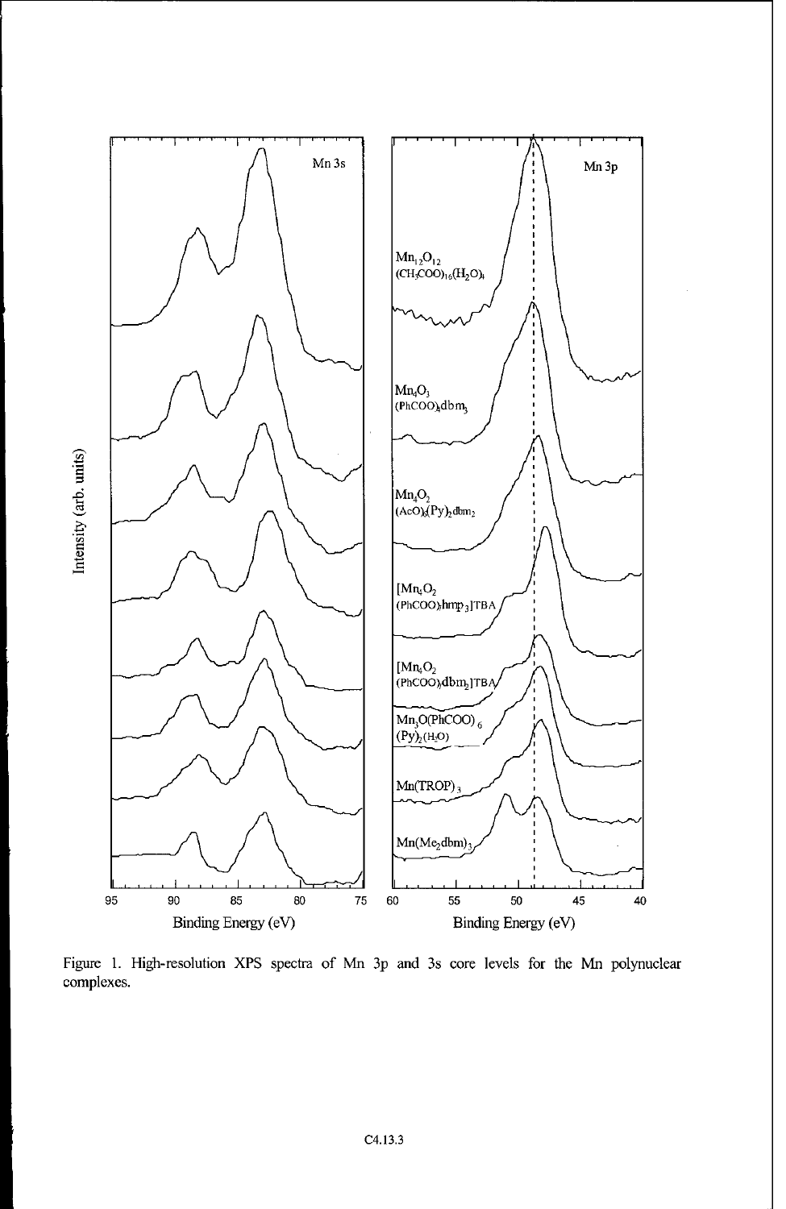Figure 1. High-resolution XPS spectra of Mn 3p and 3s core levels for the Mn polynuclear complexes.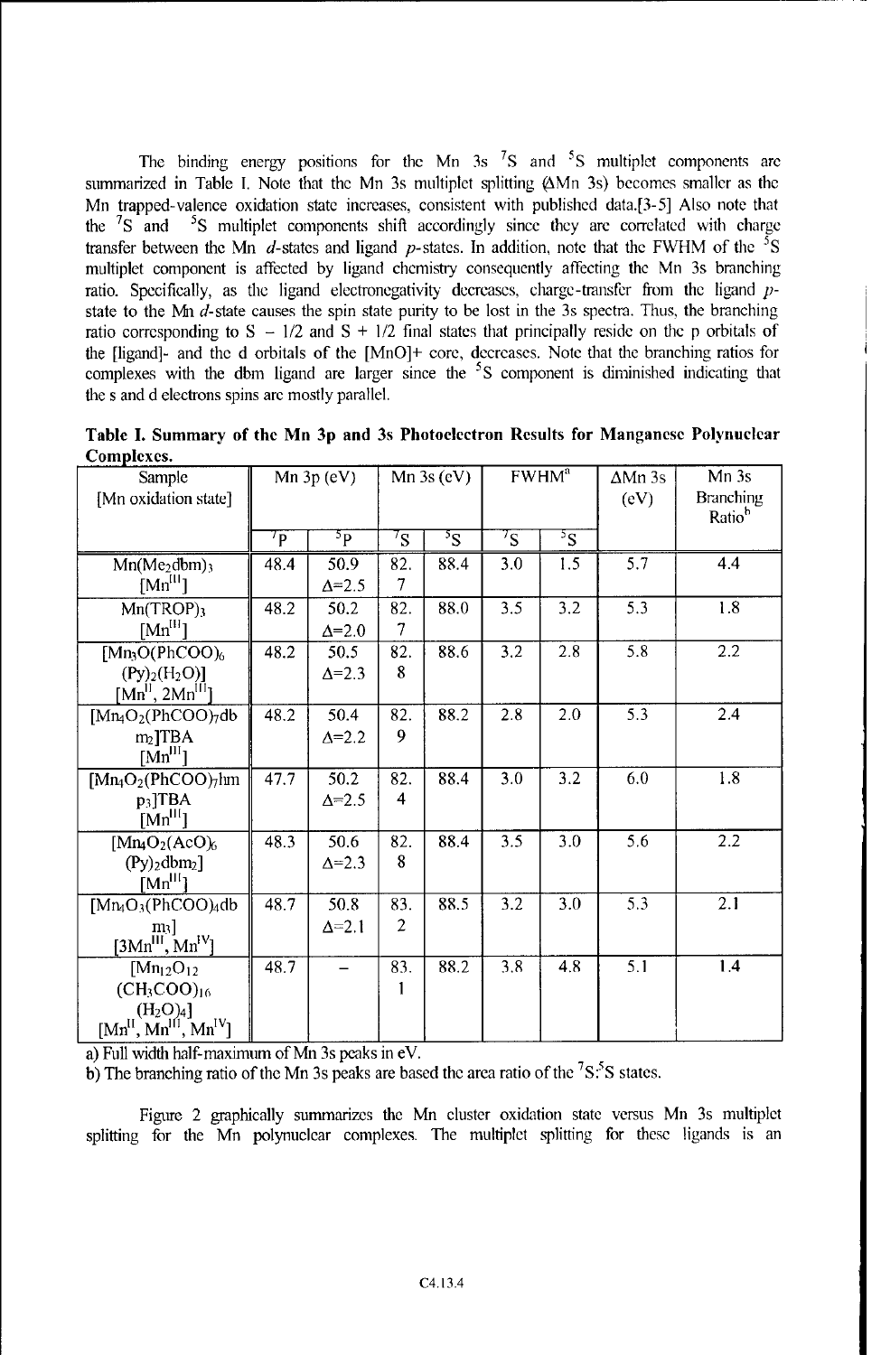The binding energy positions for the Mn 3s $^7S$ and $^5S$ multiplet components are summarized in Table I. Note that the Mn 3s multiplet splitting ($\Delta$Mn 3s) becomes smaller as the Mn trapped-valence oxidation state increases, consistent with published data.[3-5] Also note that the $^7S$ and $^5S$ multiplet components shift accordingly since they are correlated with charge transfer between the Mn *d*-states and ligand *p*-states. In addition, note that the FWHM of the $^5S$ multiplet component is affected by ligand chemistry consequently affecting the Mn 3s branching ratio. Specifically, as the ligand electronegativity decreases, charge-transfer from the ligand *p*-state to the Mn *d*-state causes the spin state purity to be lost in the 3s spectra. Thus, the branching ratio corresponding to S – 1/2 and S + 1/2 final states that principally reside on the p orbitals of the [ligand]- and the d orbitals of the [MnO]+ core, decreases. Note that the branching ratios for complexes with the dbm ligand are larger since the $^5S$ component is diminished indicating that the s and d electrons spins are mostly parallel.

**Table I. Summary of the Mn 3p and 3s Photoelectron Results for Manganese Polynuclear Complexes.**

| Sample [Mn oxidation state] | Mn 3p (eV) | | Mn 3s (eV) | | FWHM[a] | | ΔMn 3s (eV) | Mn 3s Branching Ratio[b] |
|---|---|---|---|---|---|---|---|---|
| | $^7P$ | $^5P$ | $^7S$ | $^5S$ | $^7S$ | $^5S$ | | |
| $Mn(Me_2dbm)_3$ $[Mn^{III}]$ | 48.4 | 50.9 $\Delta$=2.5 | 82.7 | 88.4 | 3.0 | 1.5 | 5.7 | 4.4 |
| $Mn(TROP)_3$ $[Mn^{III}]$ | 48.2 | 50.2 $\Delta$=2.0 | 82.7 | 88.0 | 3.5 | 3.2 | 5.3 | 1.8 |
| $[Mn_3O(PhCOO)_6(Py)_2(H_2O)]$ $[Mn^{II}, 2Mn^{III}]$ | 48.2 | 50.5 $\Delta$=2.3 | 82.8 | 88.6 | 3.2 | 2.8 | 5.8 | 2.2 |
| $[Mn_4O_2(PhCOO)_7dbm_2]TBA$ $[Mn^{III}]$ | 48.2 | 50.4 $\Delta$=2.2 | 82.9 | 88.2 | 2.8 | 2.0 | 5.3 | 2.4 |
| $[Mn_4O_2(PhCOO)_7hmp_3]TBA$ $[Mn^{III}]$ | 47.7 | 50.2 $\Delta$=2.5 | 82.4 | 88.4 | 3.0 | 3.2 | 6.0 | 1.8 |
| $[Mn_4O_2(AcO)_6(Py)_2dbm_2]$ $[Mn^{III}]$ | 48.3 | 50.6 $\Delta$=2.3 | 82.8 | 88.4 | 3.5 | 3.0 | 5.6 | 2.2 |
| $[Mn_4O_3(PhCOO)_4dbm_3]$ $[3Mn^{III}, Mn^{IV}]$ | 48.7 | 50.8 $\Delta$=2.1 | 83.2 | 88.5 | 3.2 | 3.0 | 5.3 | 2.1 |
| $[Mn_{12}O_{12}(CH_3COO)_{16}(H_2O)_4]$ $[Mn^{II}, Mn^{III}, Mn^{IV}]$ | 48.7 | – | 83.1 | 88.2 | 3.8 | 4.8 | 5.1 | 1.4 |

a) Full width half-maximum of Mn 3s peaks in eV.
b) The branching ratio of the Mn 3s peaks are based the area ratio of the $^7S$:$^5S$ states.

Figure 2 graphically summarizes the Mn cluster oxidation state versus Mn 3s multiplet splitting for the Mn polynuclear complexes. The multiplet splitting for these ligands is an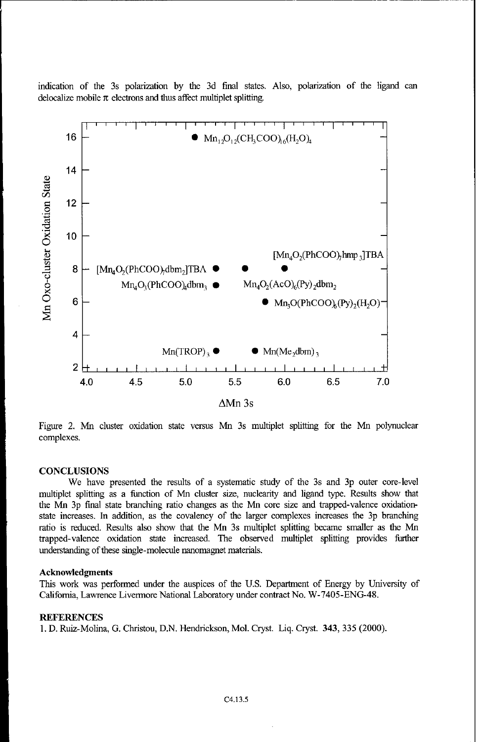indication of the 3s polarization by the 3d final states. Also, polarization of the ligand can delocalize mobile $\pi$ electrons and thus affect multiplet splitting.

Figure 2. Mn cluster oxidation state versus Mn 3s multiplet splitting for the Mn polynuclear complexes.

## CONCLUSIONS

We have presented the results of a systematic study of the 3s and 3p outer core-level multiplet splitting as a function of Mn cluster size, nuclearity and ligand type. Results show that the Mn 3p final state branching ratio changes as the Mn core size and trapped-valence oxidation-state increases. In addition, as the covalency of the larger complexes increases the 3p branching ratio is reduced. Results also show that the Mn 3s multiplet splitting became smaller as the Mn trapped-valence oxidation state increased. The observed multiplet splitting provides further understanding of these single-molecule nanomagnet materials.

### Acknowledgments

This work was performed under the auspices of the U.S. Department of Energy by University of California, Lawrence Livermore National Laboratory under contract No. W-7405-ENG-48.

## REFERENCES

1. D. Ruiz-Molina, G. Christou, D.N. Hendrickson, Mol. Cryst. Liq. Cryst. **343**, 335 (2000).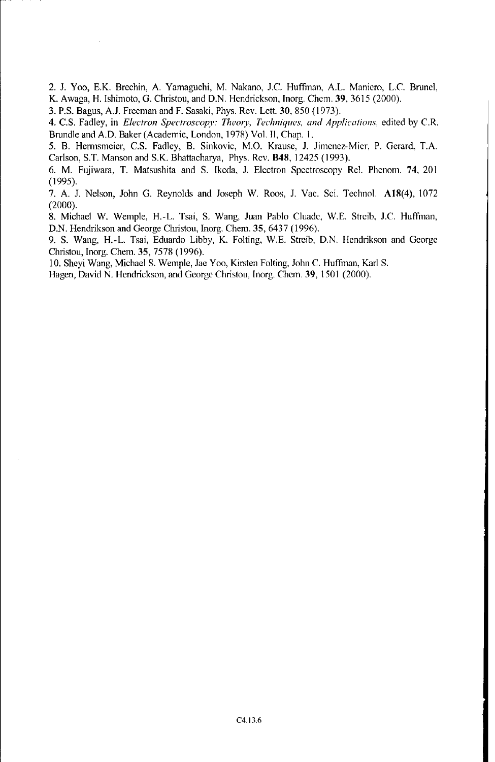2. J. Yoo, E.K. Brechin, A. Yamaguchi, M. Nakano, J.C. Huffman, A.L. Maniero, L.C. Brunel, K. Awaga, H. Ishimoto, G. Christou, and D.N. Hendrickson, Inorg. Chem. **39**, 3615 (2000).

3. P.S. Bagus, A.J. Freeman and F. Sasaki, Phys. Rev. Lett. **30**, 850 (1973).

4. C.S. Fadley, in *Electron Spectroscopy: Theory, Techniques, and Applications,* edited by C.R. Brundle and A.D. Baker (Academic, London, 1978) Vol. II, Chap. 1.

5. B. Hermsmeier, C.S. Fadley, B. Sinkovic, M.O. Krause, J. Jimenez-Mier, P. Gerard, T.A. Carlson, S.T. Manson and S.K. Bhattacharya, Phys. Rev. **B48**, 12425 (1993).

6. M. Fujiwara, T. Matsushita and S. Ikeda, J. Electron Spectroscopy Rel. Phenom. **74**, 201 (1995).

7. A. J. Nelson, John G. Reynolds and Joseph W. Roos, J. Vac. Sci. Technol. **A18(4)**, 1072 (2000).

8. Michael W. Wemple, H.-L. Tsai, S. Wang, Juan Pablo Cluade, W.E. Streib, J.C. Huffman, D.N. Hendrikson and George Christou, Inorg. Chem. **35**, 6437 (1996).

9. S. Wang, H.-L. Tsai, Eduardo Libby, K. Folting, W.E. Streib, D.N. Hendrikson and George Christou, Inorg. Chem. **35**, 7578 (1996).

10. Sheyi Wang, Michael S. Wemple, Jae Yoo, Kirsten Folting, John C. Huffman, Karl S. Hagen, David N. Hendrickson, and George Christou, Inorg. Chem. **39**, 1501 (2000).